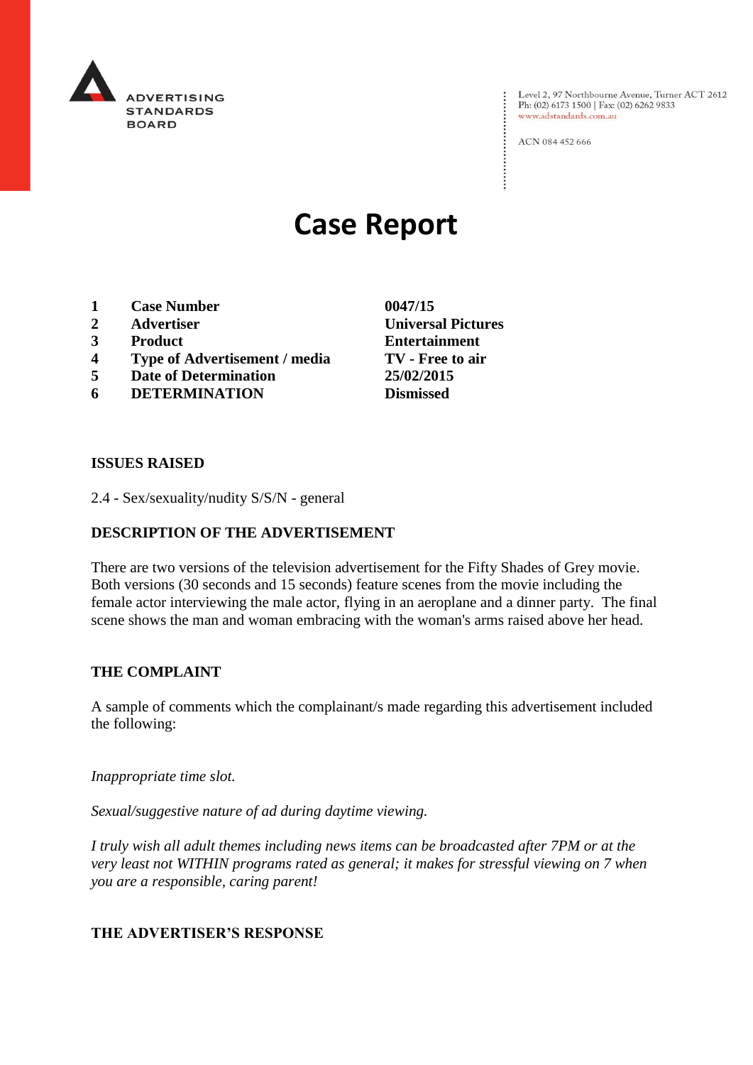ADVERTISING STANDARDS BOARD

Level 2, 97 Northbourne Avenue, Turner ACT 2612
Ph: (02) 6173 1500 | Fax: (02) 6262 9833
www.adstandards.com.au

ACN 084 452 666

# Case Report

| | | |
|---|---|---|
| **1** | **Case Number** | **0047/15** |
| **2** | **Advertiser** | **Universal Pictures** |
| **3** | **Product** | **Entertainment** |
| **4** | **Type of Advertisement / media** | **TV - Free to air** |
| **5** | **Date of Determination** | **25/02/2015** |
| **6** | **DETERMINATION** | **Dismissed** |

## ISSUES RAISED

2.4 - Sex/sexuality/nudity S/S/N - general

## DESCRIPTION OF THE ADVERTISEMENT

There are two versions of the television advertisement for the Fifty Shades of Grey movie. Both versions (30 seconds and 15 seconds) feature scenes from the movie including the female actor interviewing the male actor, flying in an aeroplane and a dinner party. The final scene shows the man and woman embracing with the woman's arms raised above her head.

## THE COMPLAINT

A sample of comments which the complainant/s made regarding this advertisement included the following:

*Inappropriate time slot.*

*Sexual/suggestive nature of ad during daytime viewing.*

*I truly wish all adult themes including news items can be broadcasted after 7PM or at the very least not WITHIN programs rated as general; it makes for stressful viewing on 7 when you are a responsible, caring parent!*

## THE ADVERTISER'S RESPONSE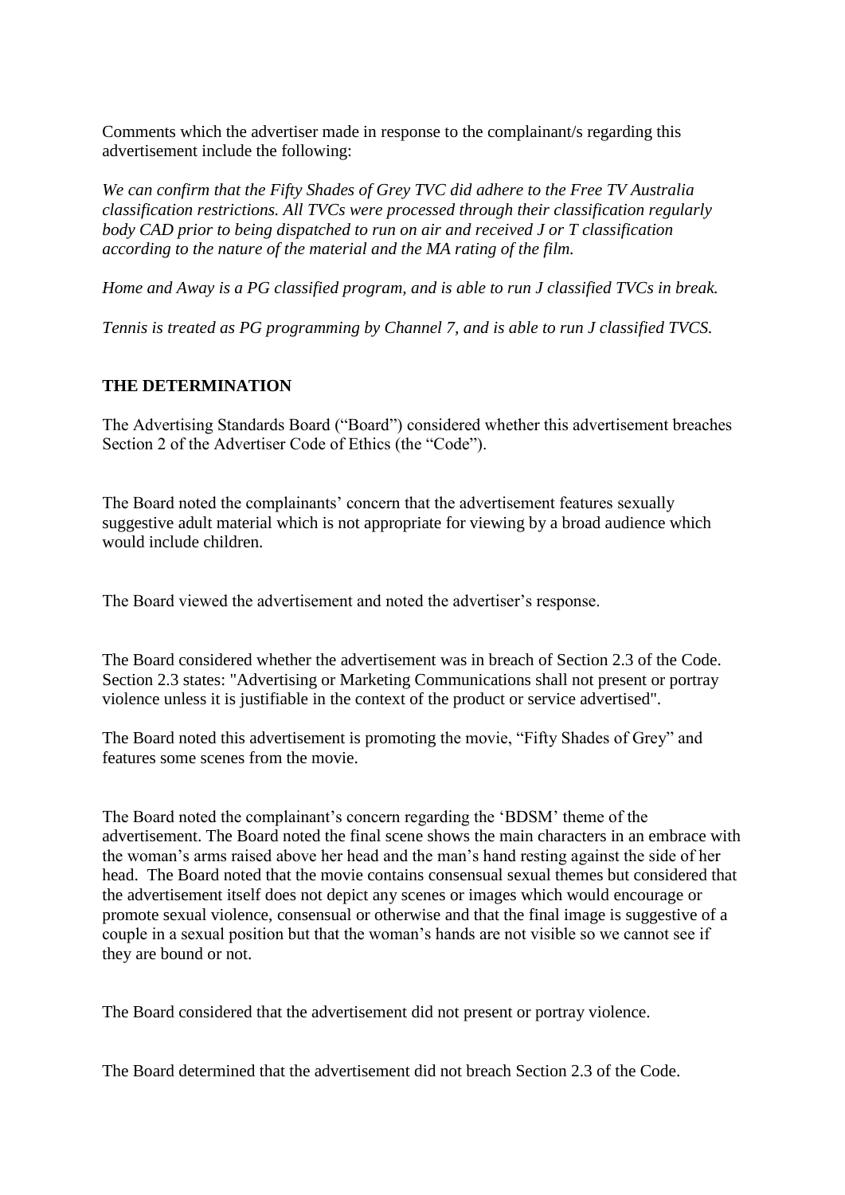Comments which the advertiser made in response to the complainant/s regarding this advertisement include the following:

*We can confirm that the Fifty Shades of Grey TVC did adhere to the Free TV Australia classification restrictions. All TVCs were processed through their classification regularly body CAD prior to being dispatched to run on air and received J or T classification according to the nature of the material and the MA rating of the film.*

*Home and Away is a PG classified program, and is able to run J classified TVCs in break.*

*Tennis is treated as PG programming by Channel 7, and is able to run J classified TVCS.*

**THE DETERMINATION**

The Advertising Standards Board ("Board") considered whether this advertisement breaches Section 2 of the Advertiser Code of Ethics (the "Code").

The Board noted the complainants' concern that the advertisement features sexually suggestive adult material which is not appropriate for viewing by a broad audience which would include children.

The Board viewed the advertisement and noted the advertiser's response.

The Board considered whether the advertisement was in breach of Section 2.3 of the Code. Section 2.3 states: "Advertising or Marketing Communications shall not present or portray violence unless it is justifiable in the context of the product or service advertised".

The Board noted this advertisement is promoting the movie, "Fifty Shades of Grey" and features some scenes from the movie.

The Board noted the complainant's concern regarding the 'BDSM' theme of the advertisement. The Board noted the final scene shows the main characters in an embrace with the woman's arms raised above her head and the man's hand resting against the side of her head. The Board noted that the movie contains consensual sexual themes but considered that the advertisement itself does not depict any scenes or images which would encourage or promote sexual violence, consensual or otherwise and that the final image is suggestive of a couple in a sexual position but that the woman's hands are not visible so we cannot see if they are bound or not.

The Board considered that the advertisement did not present or portray violence.

The Board determined that the advertisement did not breach Section 2.3 of the Code.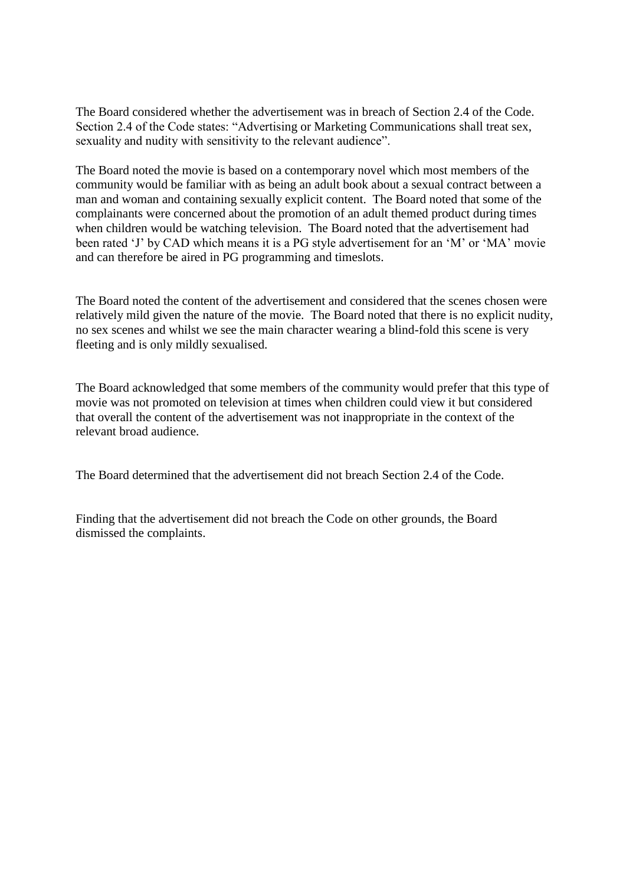The Board considered whether the advertisement was in breach of Section 2.4 of the Code. Section 2.4 of the Code states: "Advertising or Marketing Communications shall treat sex, sexuality and nudity with sensitivity to the relevant audience".

The Board noted the movie is based on a contemporary novel which most members of the community would be familiar with as being an adult book about a sexual contract between a man and woman and containing sexually explicit content. The Board noted that some of the complainants were concerned about the promotion of an adult themed product during times when children would be watching television. The Board noted that the advertisement had been rated 'J' by CAD which means it is a PG style advertisement for an 'M' or 'MA' movie and can therefore be aired in PG programming and timeslots.

The Board noted the content of the advertisement and considered that the scenes chosen were relatively mild given the nature of the movie. The Board noted that there is no explicit nudity, no sex scenes and whilst we see the main character wearing a blind-fold this scene is very fleeting and is only mildly sexualised.

The Board acknowledged that some members of the community would prefer that this type of movie was not promoted on television at times when children could view it but considered that overall the content of the advertisement was not inappropriate in the context of the relevant broad audience.

The Board determined that the advertisement did not breach Section 2.4 of the Code.

Finding that the advertisement did not breach the Code on other grounds, the Board dismissed the complaints.